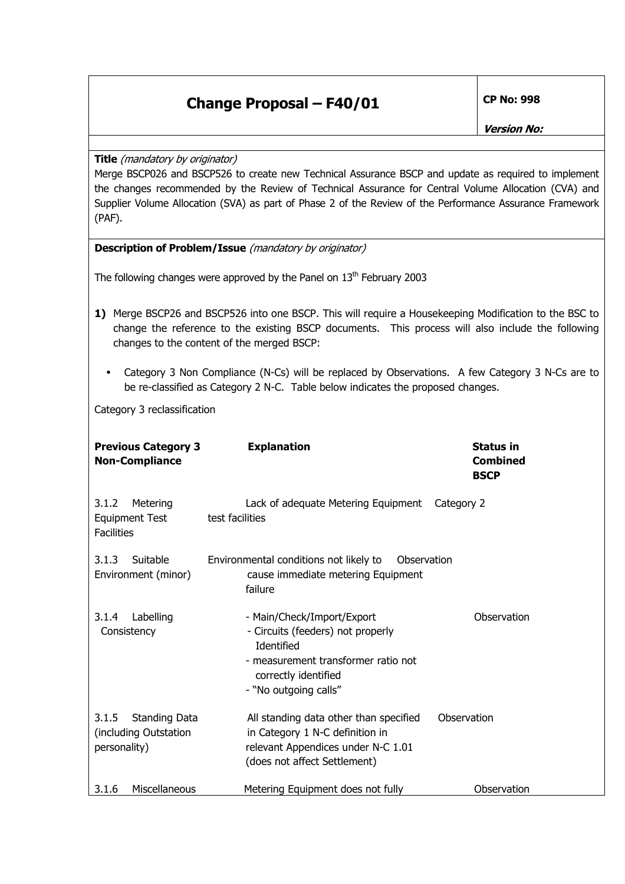# Change Proposal – F40/01

**CP No: 998**

***Version No:***

**Title** *(mandatory by originator)*

Merge BSCP026 and BSCP526 to create new Technical Assurance BSCP and update as required to implement the changes recommended by the Review of Technical Assurance for Central Volume Allocation (CVA) and Supplier Volume Allocation (SVA) as part of Phase 2 of the Review of the Performance Assurance Framework (PAF).

**Description of Problem/Issue** *(mandatory by originator)*

The following changes were approved by the Panel on 13th February 2003

**1)** Merge BSCP26 and BSCP526 into one BSCP. This will require a Housekeeping Modification to the BSC to change the reference to the existing BSCP documents. This process will also include the following changes to the content of the merged BSCP:

- Category 3 Non Compliance (N-Cs) will be replaced by Observations. A few Category 3 N-Cs are to be re-classified as Category 2 N-C. Table below indicates the proposed changes.

Category 3 reclassification

| **Previous Category 3 Non-Compliance** | **Explanation** | **Status in Combined BSCP** |
|---|---|---|
| 3.1.2 Metering Equipment Test Facilities | Lack of adequate Metering Equipment test facilities | Category 2 |
| 3.1.3 Suitable Environment (minor) | Environmental conditions not likely to cause immediate metering Equipment failure | Observation |
| 3.1.4 Labelling Consistency | - Main/Check/Import/Export<br>- Circuits (feeders) not properly Identified<br>- measurement transformer ratio not correctly identified<br>- "No outgoing calls" | Observation |
| 3.1.5 Standing Data (including Outstation personality) | All standing data other than specified in Category 1 N-C definition in relevant Appendices under N-C 1.01 (does not affect Settlement) | Observation |
| 3.1.6 Miscellaneous | Metering Equipment does not fully | Observation |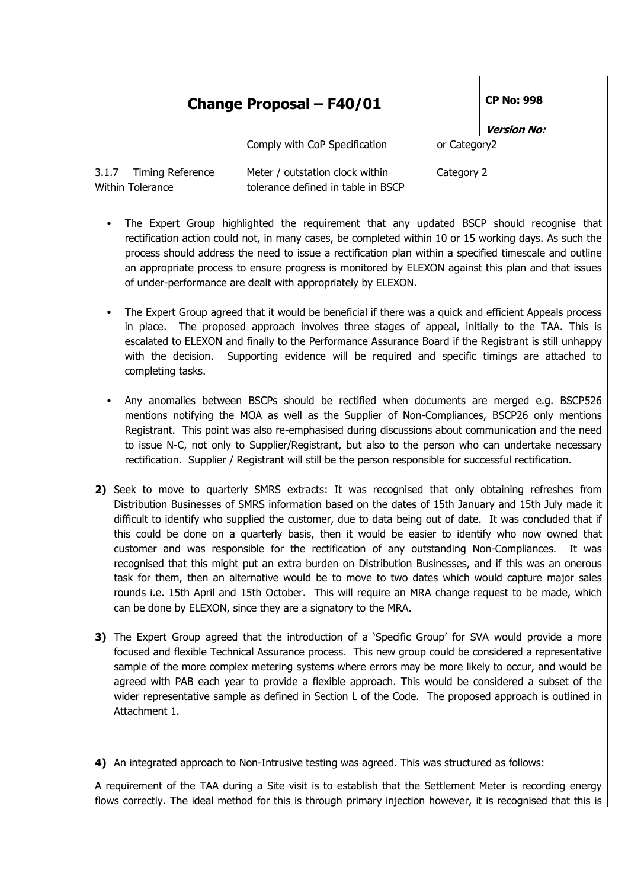| | | |
|---|---|---|
| | Comply with CoP Specification | or Category2 |
| 3.1.7 Timing Reference Within Tolerance | Meter / outstation clock within tolerance defined in table in BSCP | Category 2 |

- The Expert Group highlighted the requirement that any updated BSCP should recognise that rectification action could not, in many cases, be completed within 10 or 15 working days. As such the process should address the need to issue a rectification plan within a specified timescale and outline an appropriate process to ensure progress is monitored by ELEXON against this plan and that issues of under-performance are dealt with appropriately by ELEXON.

- The Expert Group agreed that it would be beneficial if there was a quick and efficient Appeals process in place. The proposed approach involves three stages of appeal, initially to the TAA. This is escalated to ELEXON and finally to the Performance Assurance Board if the Registrant is still unhappy with the decision. Supporting evidence will be required and specific timings are attached to completing tasks.

- Any anomalies between BSCPs should be rectified when documents are merged e.g. BSCP526 mentions notifying the MOA as well as the Supplier of Non-Compliances, BSCP26 only mentions Registrant. This point was also re-emphasised during discussions about communication and the need to issue N-C, not only to Supplier/Registrant, but also to the person who can undertake necessary rectification. Supplier / Registrant will still be the person responsible for successful rectification.

**2)** Seek to move to quarterly SMRS extracts: It was recognised that only obtaining refreshes from Distribution Businesses of SMRS information based on the dates of 15th January and 15th July made it difficult to identify who supplied the customer, due to data being out of date. It was concluded that if this could be done on a quarterly basis, then it would be easier to identify who now owned that customer and was responsible for the rectification of any outstanding Non-Compliances. It was recognised that this might put an extra burden on Distribution Businesses, and if this was an onerous task for them, then an alternative would be to move to two dates which would capture major sales rounds i.e. 15th April and 15th October. This will require an MRA change request to be made, which can be done by ELEXON, since they are a signatory to the MRA.

**3)** The Expert Group agreed that the introduction of a 'Specific Group' for SVA would provide a more focused and flexible Technical Assurance process. This new group could be considered a representative sample of the more complex metering systems where errors may be more likely to occur, and would be agreed with PAB each year to provide a flexible approach. This would be considered a subset of the wider representative sample as defined in Section L of the Code. The proposed approach is outlined in Attachment 1.

**4)** An integrated approach to Non-Intrusive testing was agreed. This was structured as follows:

A requirement of the TAA during a Site visit is to establish that the Settlement Meter is recording energy flows correctly. The ideal method for this is through primary injection however, it is recognised that this is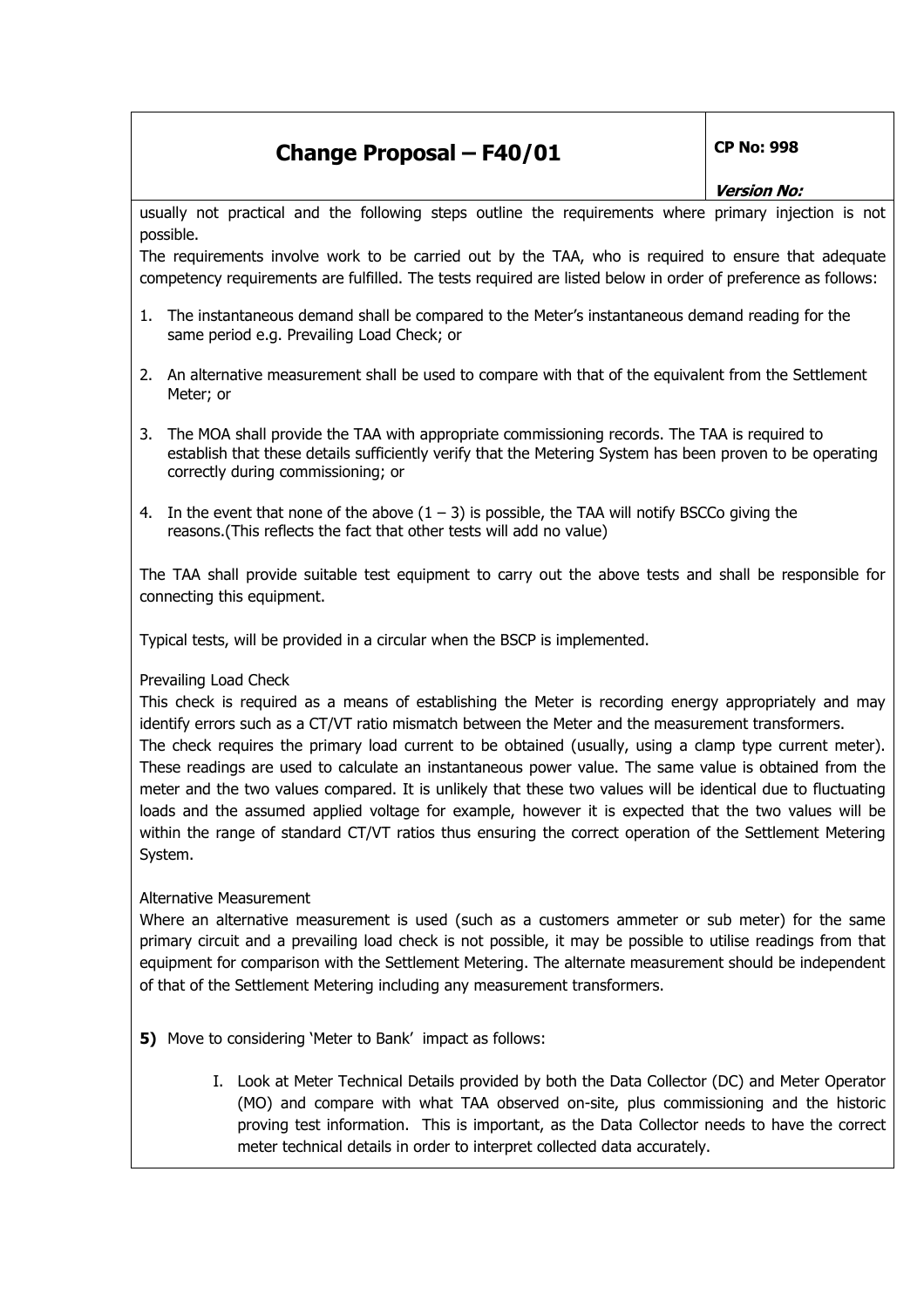usually not practical and the following steps outline the requirements where primary injection is not possible.

The requirements involve work to be carried out by the TAA, who is required to ensure that adequate competency requirements are fulfilled. The tests required are listed below in order of preference as follows:

1. The instantaneous demand shall be compared to the Meter's instantaneous demand reading for the same period e.g. Prevailing Load Check; or

2. An alternative measurement shall be used to compare with that of the equivalent from the Settlement Meter; or

3. The MOA shall provide the TAA with appropriate commissioning records. The TAA is required to establish that these details sufficiently verify that the Metering System has been proven to be operating correctly during commissioning; or

4. In the event that none of the above (1 – 3) is possible, the TAA will notify BSCCo giving the reasons.(This reflects the fact that other tests will add no value)

The TAA shall provide suitable test equipment to carry out the above tests and shall be responsible for connecting this equipment.

Typical tests, will be provided in a circular when the BSCP is implemented.

Prevailing Load Check

This check is required as a means of establishing the Meter is recording energy appropriately and may identify errors such as a CT/VT ratio mismatch between the Meter and the measurement transformers.

The check requires the primary load current to be obtained (usually, using a clamp type current meter). These readings are used to calculate an instantaneous power value. The same value is obtained from the meter and the two values compared. It is unlikely that these two values will be identical due to fluctuating loads and the assumed applied voltage for example, however it is expected that the two values will be within the range of standard CT/VT ratios thus ensuring the correct operation of the Settlement Metering System.

Alternative Measurement

Where an alternative measurement is used (such as a customers ammeter or sub meter) for the same primary circuit and a prevailing load check is not possible, it may be possible to utilise readings from that equipment for comparison with the Settlement Metering. The alternate measurement should be independent of that of the Settlement Metering including any measurement transformers.

**5)** Move to considering 'Meter to Bank' impact as follows:

I. Look at Meter Technical Details provided by both the Data Collector (DC) and Meter Operator (MO) and compare with what TAA observed on-site, plus commissioning and the historic proving test information. This is important, as the Data Collector needs to have the correct meter technical details in order to interpret collected data accurately.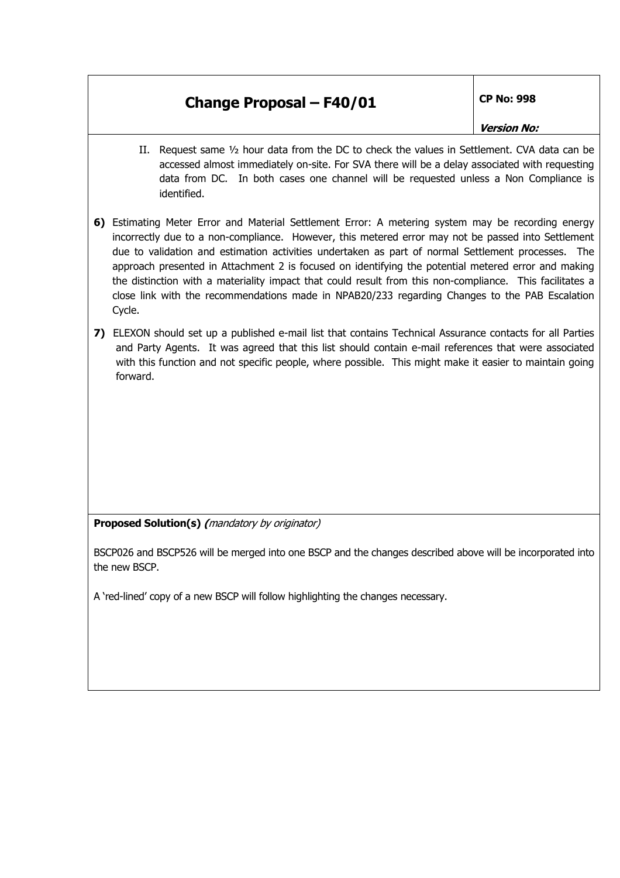| **Change Proposal – F40/01** | **CP No: 998**<br><br>***Version No:*** |
| --- | --- |

II. Request same ½ hour data from the DC to check the values in Settlement. CVA data can be accessed almost immediately on-site. For SVA there will be a delay associated with requesting data from DC. In both cases one channel will be requested unless a Non Compliance is identified.

**6)** Estimating Meter Error and Material Settlement Error: A metering system may be recording energy incorrectly due to a non-compliance. However, this metered error may not be passed into Settlement due to validation and estimation activities undertaken as part of normal Settlement processes. The approach presented in Attachment 2 is focused on identifying the potential metered error and making the distinction with a materiality impact that could result from this non-compliance. This facilitates a close link with the recommendations made in NPAB20/233 regarding Changes to the PAB Escalation Cycle.

**7)** ELEXON should set up a published e-mail list that contains Technical Assurance contacts for all Parties and Party Agents. It was agreed that this list should contain e-mail references that were associated with this function and not specific people, where possible. This might make it easier to maintain going forward.

**Proposed Solution(s)** ***(****mandatory by originator)*

BSCP026 and BSCP526 will be merged into one BSCP and the changes described above will be incorporated into the new BSCP.

A 'red-lined' copy of a new BSCP will follow highlighting the changes necessary.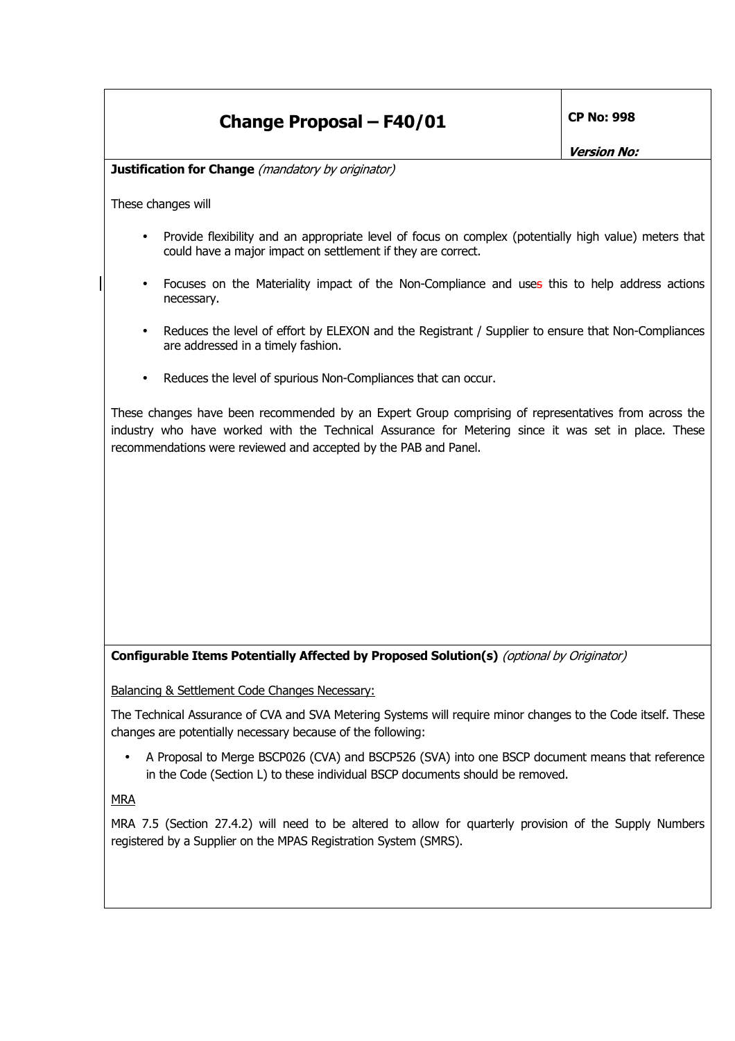| **Change Proposal – F40/01** | **CP No: 998** <br> ***Version No:*** |
|---|---|

**Justification for Change** *(mandatory by originator)*

These changes will

- Provide flexibility and an appropriate level of focus on complex (potentially high value) meters that could have a major impact on settlement if they are correct.
- Focuses on the Materiality impact of the Non-Compliance and uses this to help address actions necessary.
- Reduces the level of effort by ELEXON and the Registrant / Supplier to ensure that Non-Compliances are addressed in a timely fashion.
- Reduces the level of spurious Non-Compliances that can occur.

These changes have been recommended by an Expert Group comprising of representatives from across the industry who have worked with the Technical Assurance for Metering since it was set in place. These recommendations were reviewed and accepted by the PAB and Panel.

**Configurable Items Potentially Affected by Proposed Solution(s)** *(optional by Originator)*

Balancing & Settlement Code Changes Necessary:

The Technical Assurance of CVA and SVA Metering Systems will require minor changes to the Code itself. These changes are potentially necessary because of the following:

- A Proposal to Merge BSCP026 (CVA) and BSCP526 (SVA) into one BSCP document means that reference in the Code (Section L) to these individual BSCP documents should be removed.

MRA

MRA 7.5 (Section 27.4.2) will need to be altered to allow for quarterly provision of the Supply Numbers registered by a Supplier on the MPAS Registration System (SMRS).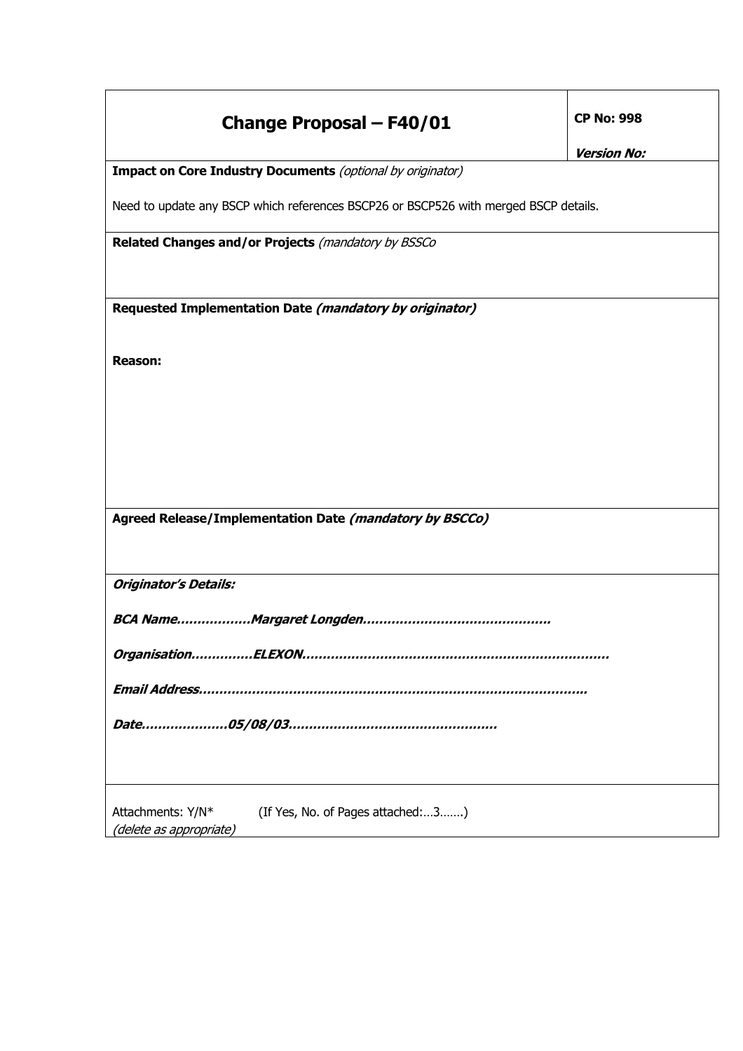# Change Proposal – F40/01

**CP No: 998**

***Version No:***

**Impact on Core Industry Documents** *(optional by originator)*

Need to update any BSCP which references BSCP26 or BSCP526 with merged BSCP details.

**Related Changes and/or Projects** *(mandatory by BSSCo*

**Requested Implementation Date *(mandatory by originator)***

**Reason:**

**Agreed Release/Implementation Date *(mandatory by BSCCo)***

***Originator's Details:***

***BCA Name……………Margaret Longden………………………………………***

***Organisation…………ELEXON………………………………………………………………***

***Email Address…………………………………………………………………………………***

***Date…………………05/08/03……………………………………………***

Attachments: Y/N* (If Yes, No. of Pages attached:…3…….)
*(delete as appropriate)*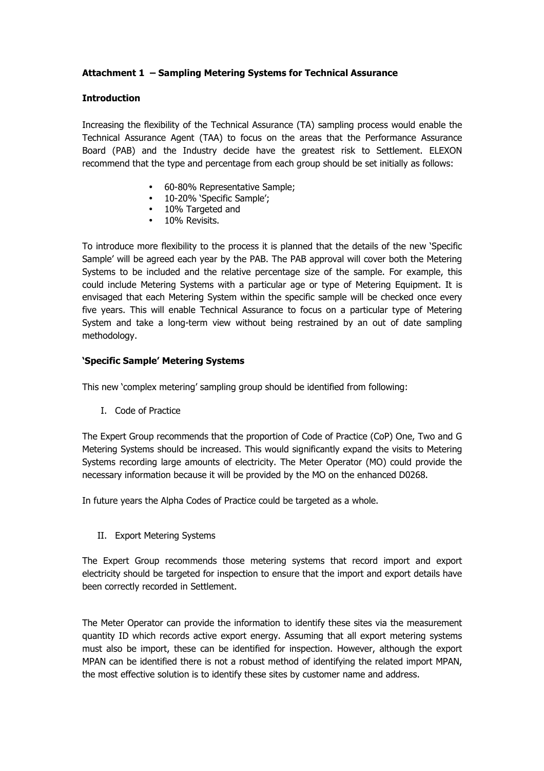**Attachment 1 – Sampling Metering Systems for Technical Assurance**

**Introduction**

Increasing the flexibility of the Technical Assurance (TA) sampling process would enable the Technical Assurance Agent (TAA) to focus on the areas that the Performance Assurance Board (PAB) and the Industry decide have the greatest risk to Settlement. ELEXON recommend that the type and percentage from each group should be set initially as follows:

- 60-80% Representative Sample;
- 10-20% 'Specific Sample';
- 10% Targeted and
- 10% Revisits.

To introduce more flexibility to the process it is planned that the details of the new 'Specific Sample' will be agreed each year by the PAB. The PAB approval will cover both the Metering Systems to be included and the relative percentage size of the sample. For example, this could include Metering Systems with a particular age or type of Metering Equipment. It is envisaged that each Metering System within the specific sample will be checked once every five years. This will enable Technical Assurance to focus on a particular type of Metering System and take a long-term view without being restrained by an out of date sampling methodology.

**'Specific Sample' Metering Systems**

This new 'complex metering' sampling group should be identified from following:

I. Code of Practice

The Expert Group recommends that the proportion of Code of Practice (CoP) One, Two and G Metering Systems should be increased. This would significantly expand the visits to Metering Systems recording large amounts of electricity. The Meter Operator (MO) could provide the necessary information because it will be provided by the MO on the enhanced D0268.

In future years the Alpha Codes of Practice could be targeted as a whole.

II. Export Metering Systems

The Expert Group recommends those metering systems that record import and export electricity should be targeted for inspection to ensure that the import and export details have been correctly recorded in Settlement.

The Meter Operator can provide the information to identify these sites via the measurement quantity ID which records active export energy. Assuming that all export metering systems must also be import, these can be identified for inspection. However, although the export MPAN can be identified there is not a robust method of identifying the related import MPAN, the most effective solution is to identify these sites by customer name and address.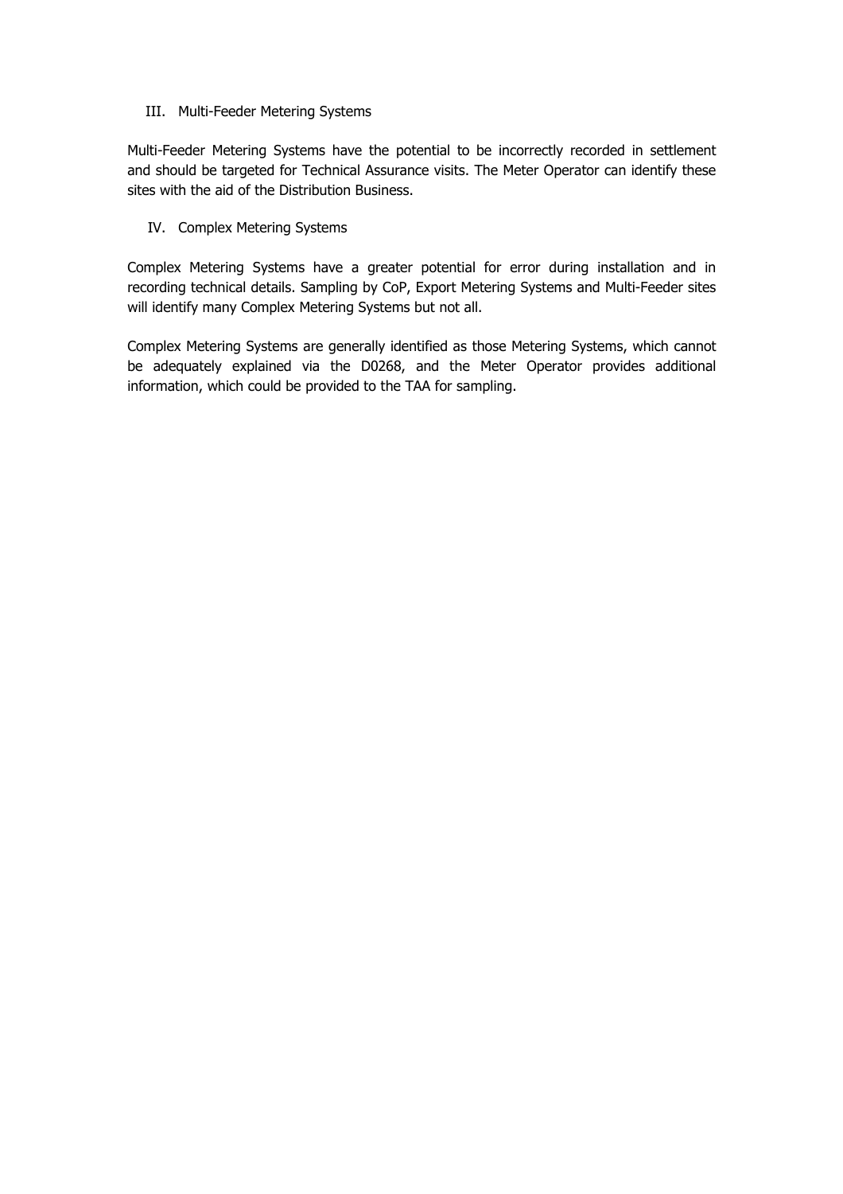III. Multi-Feeder Metering Systems

Multi-Feeder Metering Systems have the potential to be incorrectly recorded in settlement and should be targeted for Technical Assurance visits. The Meter Operator can identify these sites with the aid of the Distribution Business.

IV. Complex Metering Systems

Complex Metering Systems have a greater potential for error during installation and in recording technical details. Sampling by CoP, Export Metering Systems and Multi-Feeder sites will identify many Complex Metering Systems but not all.

Complex Metering Systems are generally identified as those Metering Systems, which cannot be adequately explained via the D0268, and the Meter Operator provides additional information, which could be provided to the TAA for sampling.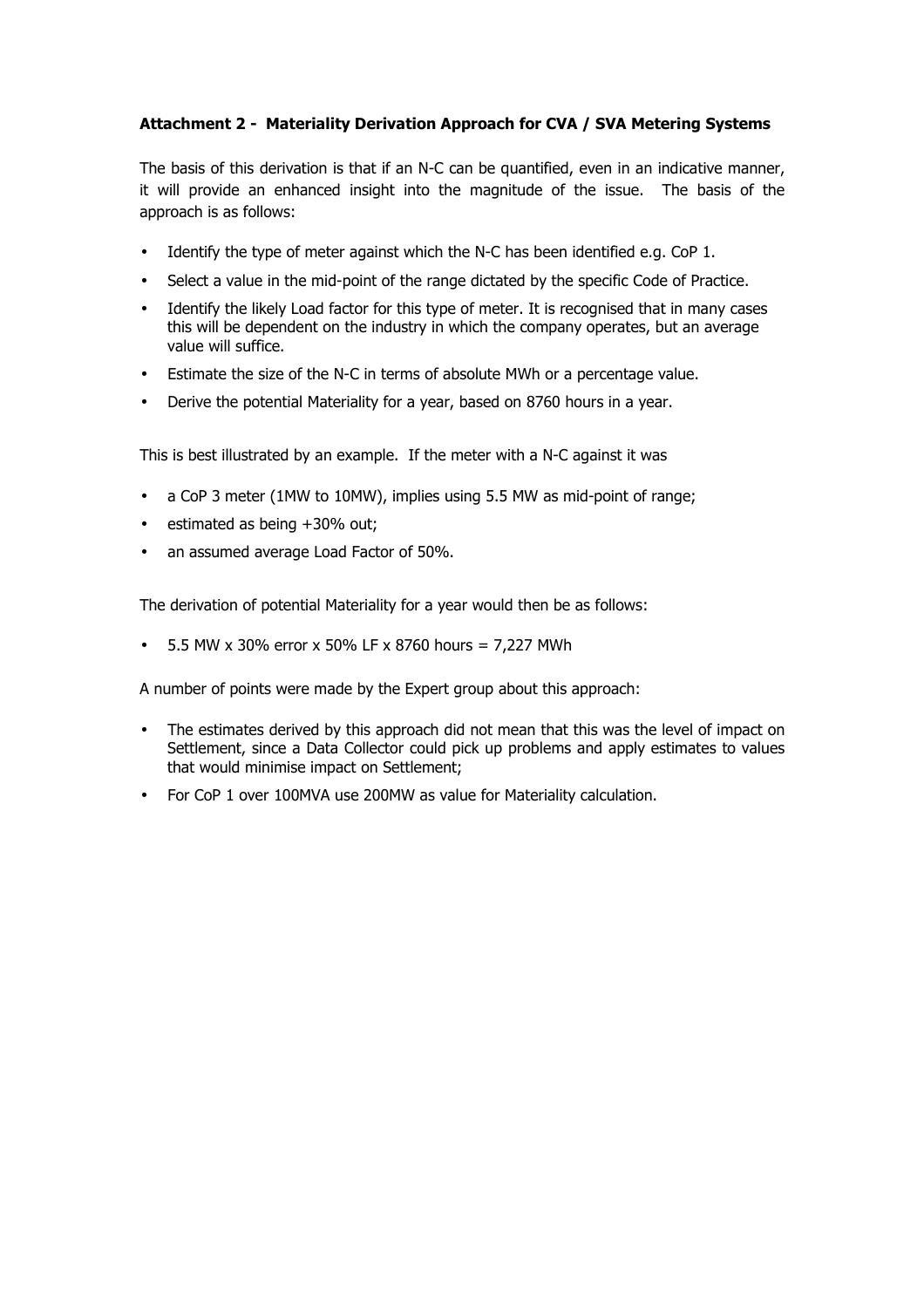**Attachment 2 - Materiality Derivation Approach for CVA / SVA Metering Systems**

The basis of this derivation is that if an N-C can be quantified, even in an indicative manner, it will provide an enhanced insight into the magnitude of the issue. The basis of the approach is as follows:

- Identify the type of meter against which the N-C has been identified e.g. CoP 1.
- Select a value in the mid-point of the range dictated by the specific Code of Practice.
- Identify the likely Load factor for this type of meter. It is recognised that in many cases this will be dependent on the industry in which the company operates, but an average value will suffice.
- Estimate the size of the N-C in terms of absolute MWh or a percentage value.
- Derive the potential Materiality for a year, based on 8760 hours in a year.

This is best illustrated by an example. If the meter with a N-C against it was

- a CoP 3 meter (1MW to 10MW), implies using 5.5 MW as mid-point of range;
- estimated as being +30% out;
- an assumed average Load Factor of 50%.

The derivation of potential Materiality for a year would then be as follows:

- 5.5 MW x 30% error x 50% LF x 8760 hours = 7,227 MWh

A number of points were made by the Expert group about this approach:

- The estimates derived by this approach did not mean that this was the level of impact on Settlement, since a Data Collector could pick up problems and apply estimates to values that would minimise impact on Settlement;
- For CoP 1 over 100MVA use 200MW as value for Materiality calculation.